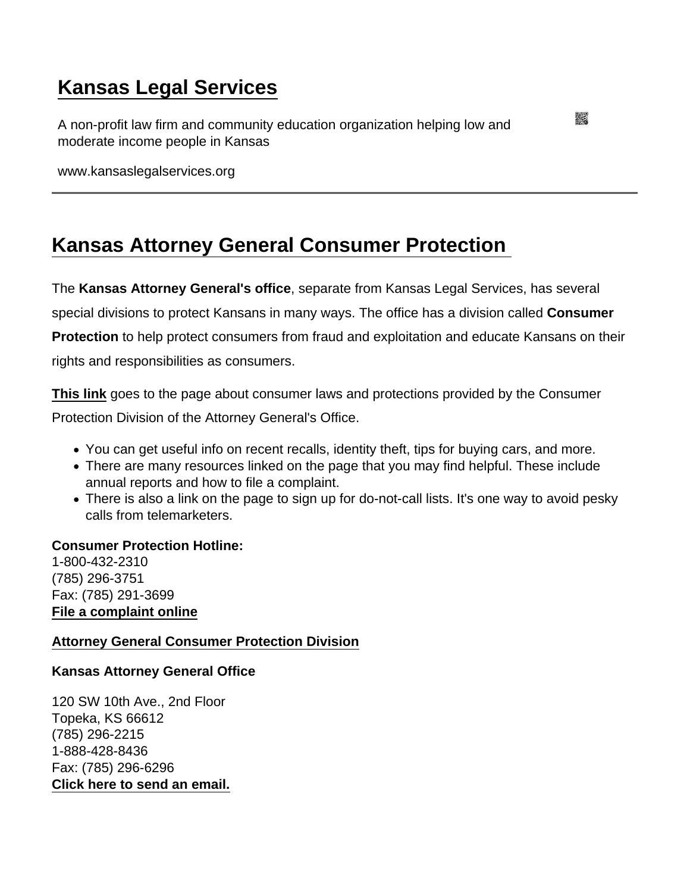# Kansas Legal Services

A non-profit law firm and community education organization helping low and moderate income people in Kansas

www.kansaslegalservices.org

---

## Kansas Attorney General Consumer Protection

The **Kansas Attorney General's office**, separate from Kansas Legal Services, has several special divisions to protect Kansans in many ways. The office has a division called **Consumer Protection** to help protect consumers from fraud and exploitation and educate Kansans on their rights and responsibilities as consumers.

**This link** goes to the page about consumer laws and protections provided by the Consumer Protection Division of the Attorney General's Office.

- You can get useful info on recent recalls, identity theft, tips for buying cars, and more.
- There are many resources linked on the page that you may find helpful. These include annual reports and how to file a complaint.
- There is also a link on the page to sign up for do-not-call lists. It's one way to avoid pesky calls from telemarketers.

**Consumer Protection Hotline:**
1-800-432-2310
(785) 296-3751
Fax: (785) 291-3699
**File a complaint online**

**Attorney General Consumer Protection Division**

**Kansas Attorney General Office**

120 SW 10th Ave., 2nd Floor
Topeka, KS 66612
(785) 296-2215
1-888-428-8436
Fax: (785) 296-6296
**Click here to send an email.**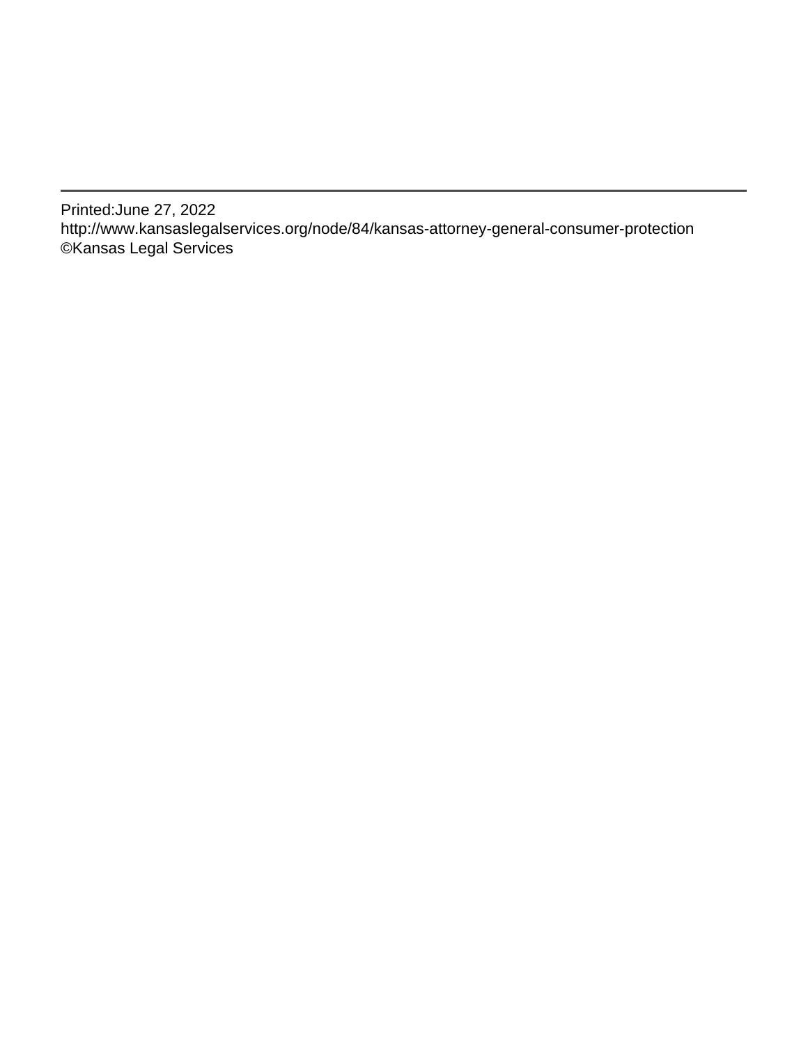---

Printed:June 27, 2022
http://www.kansaslegalservices.org/node/84/kansas-attorney-general-consumer-protection
©Kansas Legal Services